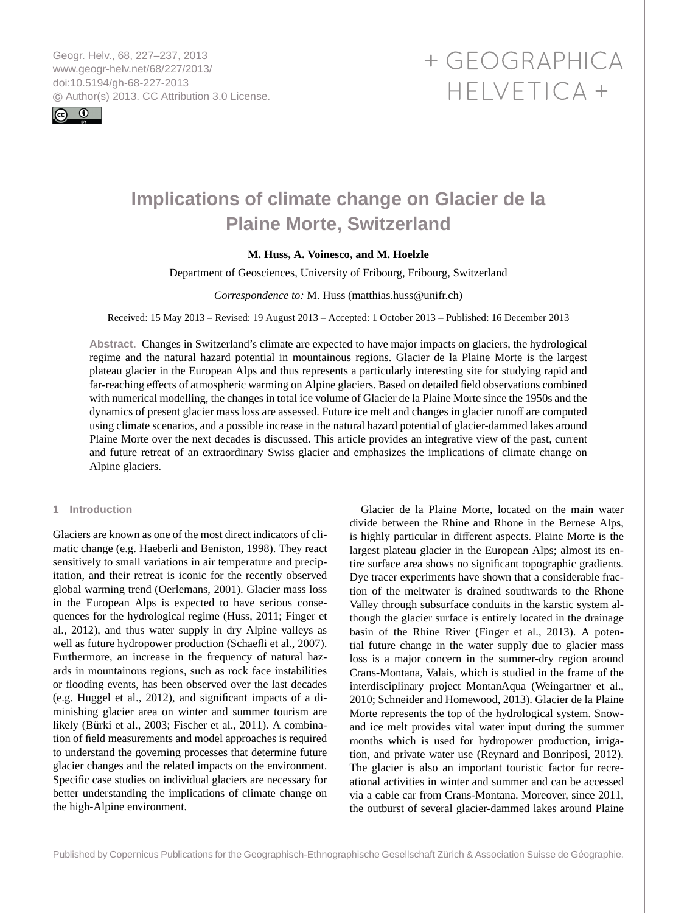# Implications of climate change on Glacier de la Plaine Morte, Switzerland

**M. Huss, A. Voinesco, and M. Hoelzle**

Department of Geosciences, University of Fribourg, Fribourg, Switzerland

*Correspondence to:* M. Huss (matthias.huss@unifr.ch)

Received: 15 May 2013 – Revised: 19 August 2013 – Accepted: 1 October 2013 – Published: 16 December 2013

**Abstract.** Changes in Switzerland's climate are expected to have major impacts on glaciers, the hydrological regime and the natural hazard potential in mountainous regions. Glacier de la Plaine Morte is the largest plateau glacier in the European Alps and thus represents a particularly interesting site for studying rapid and far-reaching effects of atmospheric warming on Alpine glaciers. Based on detailed field observations combined with numerical modelling, the changes in total ice volume of Glacier de la Plaine Morte since the 1950s and the dynamics of present glacier mass loss are assessed. Future ice melt and changes in glacier runoff are computed using climate scenarios, and a possible increase in the natural hazard potential of glacier-dammed lakes around Plaine Morte over the next decades is discussed. This article provides an integrative view of the past, current and future retreat of an extraordinary Swiss glacier and emphasizes the implications of climate change on Alpine glaciers.

## 1 Introduction

Glaciers are known as one of the most direct indicators of climatic change (e.g. Haeberli and Beniston, 1998). They react sensitively to small variations in air temperature and precipitation, and their retreat is iconic for the recently observed global warming trend (Oerlemans, 2001). Glacier mass loss in the European Alps is expected to have serious consequences for the hydrological regime (Huss, 2011; Finger et al., 2012), and thus water supply in dry Alpine valleys as well as future hydropower production (Schaefli et al., 2007). Furthermore, an increase in the frequency of natural hazards in mountainous regions, such as rock face instabilities or flooding events, has been observed over the last decades (e.g. Huggel et al., 2012), and significant impacts of a diminishing glacier area on winter and summer tourism are likely (Bürki et al., 2003; Fischer et al., 2011). A combination of field measurements and model approaches is required to understand the governing processes that determine future glacier changes and the related impacts on the environment. Specific case studies on individual glaciers are necessary for better understanding the implications of climate change on the high-Alpine environment.

Glacier de la Plaine Morte, located on the main water divide between the Rhine and Rhone in the Bernese Alps, is highly particular in different aspects. Plaine Morte is the largest plateau glacier in the European Alps; almost its entire surface area shows no significant topographic gradients. Dye tracer experiments have shown that a considerable fraction of the meltwater is drained southwards to the Rhone Valley through subsurface conduits in the karstic system although the glacier surface is entirely located in the drainage basin of the Rhine River (Finger et al., 2013). A potential future change in the water supply due to glacier mass loss is a major concern in the summer-dry region around Crans-Montana, Valais, which is studied in the frame of the interdisciplinary project MontanAqua (Weingartner et al., 2010; Schneider and Homewood, 2013). Glacier de la Plaine Morte represents the top of the hydrological system. Snow- and ice melt provides vital water input during the summer months which is used for hydropower production, irrigation, and private water use (Reynard and Bonriposi, 2012). The glacier is also an important touristic factor for recreational activities in winter and summer and can be accessed via a cable car from Crans-Montana. Moreover, since 2011, the outburst of several glacier-dammed lakes around Plaine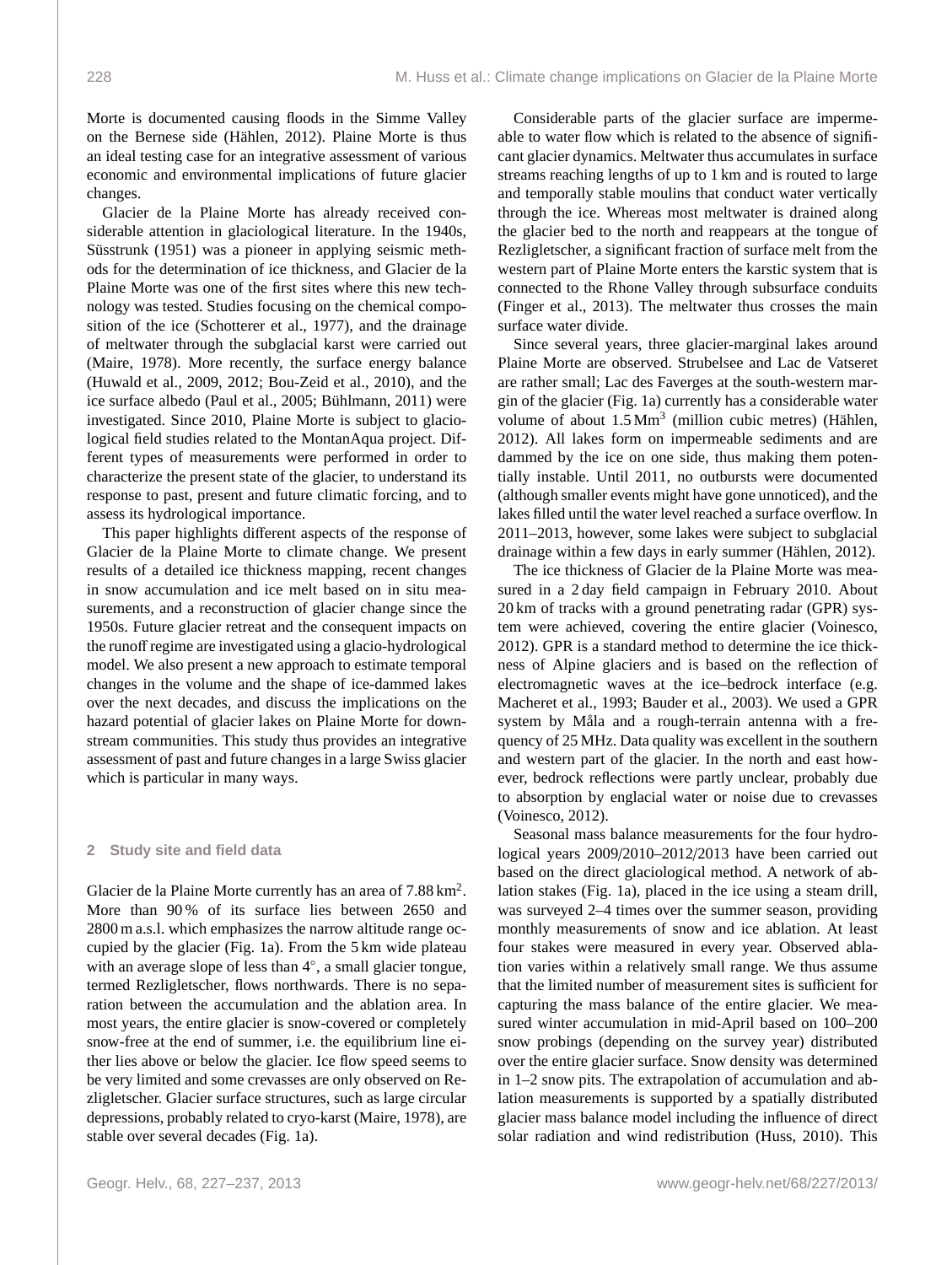Morte is documented causing floods in the Simme Valley on the Bernese side (Hählen, 2012). Plaine Morte is thus an ideal testing case for an integrative assessment of various economic and environmental implications of future glacier changes.

Glacier de la Plaine Morte has already received considerable attention in glaciological literature. In the 1940s, Süsstrunk (1951) was a pioneer in applying seismic methods for the determination of ice thickness, and Glacier de la Plaine Morte was one of the first sites where this new technology was tested. Studies focusing on the chemical composition of the ice (Schotterer et al., 1977), and the drainage of meltwater through the subglacial karst were carried out (Maire, 1978). More recently, the surface energy balance (Huwald et al., 2009, 2012; Bou-Zeid et al., 2010), and the ice surface albedo (Paul et al., 2005; Bühlmann, 2011) were investigated. Since 2010, Plaine Morte is subject to glaciological field studies related to the MontanAqua project. Different types of measurements were performed in order to characterize the present state of the glacier, to understand its response to past, present and future climatic forcing, and to assess its hydrological importance.

This paper highlights different aspects of the response of Glacier de la Plaine Morte to climate change. We present results of a detailed ice thickness mapping, recent changes in snow accumulation and ice melt based on in situ measurements, and a reconstruction of glacier change since the 1950s. Future glacier retreat and the consequent impacts on the runoff regime are investigated using a glacio-hydrological model. We also present a new approach to estimate temporal changes in the volume and the shape of ice-dammed lakes over the next decades, and discuss the implications on the hazard potential of glacier lakes on Plaine Morte for downstream communities. This study thus provides an integrative assessment of past and future changes in a large Swiss glacier which is particular in many ways.

## 2 Study site and field data

Glacier de la Plaine Morte currently has an area of 7.88 km$^2$. More than 90 % of its surface lies between 2650 and 2800 m a.s.l. which emphasizes the narrow altitude range occupied by the glacier (Fig. 1a). From the 5 km wide plateau with an average slope of less than 4°, a small glacier tongue, termed Rezligletscher, flows northwards. There is no separation between the accumulation and the ablation area. In most years, the entire glacier is snow-covered or completely snow-free at the end of summer, i.e. the equilibrium line either lies above or below the glacier. Ice flow speed seems to be very limited and some crevasses are only observed on Rezligletscher. Glacier surface structures, such as large circular depressions, probably related to cryo-karst (Maire, 1978), are stable over several decades (Fig. 1a).

Considerable parts of the glacier surface are impermeable to water flow which is related to the absence of significant glacier dynamics. Meltwater thus accumulates in surface streams reaching lengths of up to 1 km and is routed to large and temporally stable moulins that conduct water vertically through the ice. Whereas most meltwater is drained along the glacier bed to the north and reappears at the tongue of Rezligletscher, a significant fraction of surface melt from the western part of Plaine Morte enters the karstic system that is connected to the Rhone Valley through subsurface conduits (Finger et al., 2013). The meltwater thus crosses the main surface water divide.

Since several years, three glacier-marginal lakes around Plaine Morte are observed. Strubelsee and Lac de Vatseret are rather small; Lac des Faverges at the south-western margin of the glacier (Fig. 1a) currently has a considerable water volume of about 1.5 Mm$^3$ (million cubic metres) (Hählen, 2012). All lakes form on impermeable sediments and are dammed by the ice on one side, thus making them potentially instable. Until 2011, no outbursts were documented (although smaller events might have gone unnoticed), and the lakes filled until the water level reached a surface overflow. In 2011–2013, however, some lakes were subject to subglacial drainage within a few days in early summer (Hählen, 2012).

The ice thickness of Glacier de la Plaine Morte was measured in a 2 day field campaign in February 2010. About 20 km of tracks with a ground penetrating radar (GPR) system were achieved, covering the entire glacier (Voinesco, 2012). GPR is a standard method to determine the ice thickness of Alpine glaciers and is based on the reflection of electromagnetic waves at the ice–bedrock interface (e.g. Macheret et al., 1993; Bauder et al., 2003). We used a GPR system by Måla and a rough-terrain antenna with a frequency of 25 MHz. Data quality was excellent in the southern and western part of the glacier. In the north and east however, bedrock reflections were partly unclear, probably due to absorption by englacial water or noise due to crevasses (Voinesco, 2012).

Seasonal mass balance measurements for the four hydrological years 2009/2010–2012/2013 have been carried out based on the direct glaciological method. A network of ablation stakes (Fig. 1a), placed in the ice using a steam drill, was surveyed 2–4 times over the summer season, providing monthly measurements of snow and ice ablation. At least four stakes were measured in every year. Observed ablation varies within a relatively small range. We thus assume that the limited number of measurement sites is sufficient for capturing the mass balance of the entire glacier. We measured winter accumulation in mid-April based on 100–200 snow probings (depending on the survey year) distributed over the entire glacier surface. Snow density was determined in 1–2 snow pits. The extrapolation of accumulation and ablation measurements is supported by a spatially distributed glacier mass balance model including the influence of direct solar radiation and wind redistribution (Huss, 2010). This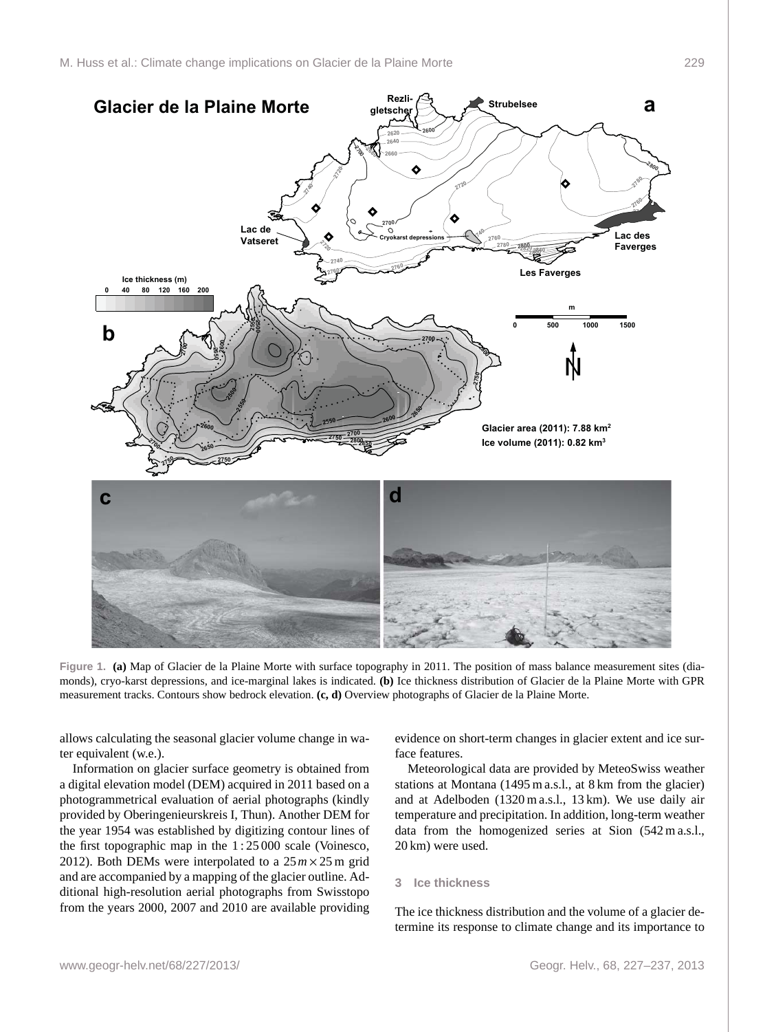Figure 1. **(a)** Map of Glacier de la Plaine Morte with surface topography in 2011. The position of mass balance measurement sites (diamonds), cryo-karst depressions, and ice-marginal lakes is indicated. **(b)** Ice thickness distribution of Glacier de la Plaine Morte with GPR measurement tracks. Contours show bedrock elevation. **(c, d)** Overview photographs of Glacier de la Plaine Morte.

allows calculating the seasonal glacier volume change in water equivalent (w.e.).

Information on glacier surface geometry is obtained from a digital elevation model (DEM) acquired in 2011 based on a photogrammetrical evaluation of aerial photographs (kindly provided by Oberingenieurskreis I, Thun). Another DEM for the year 1954 was established by digitizing contour lines of the first topographic map in the 1 : 25 000 scale (Voinesco, 2012). Both DEMs were interpolated to a $25\,m \times 25$ m grid and are accompanied by a mapping of the glacier outline. Additional high-resolution aerial photographs from Swisstopo from the years 2000, 2007 and 2010 are available providing evidence on short-term changes in glacier extent and ice surface features.

Meteorological data are provided by MeteoSwiss weather stations at Montana (1495 m a.s.l., at 8 km from the glacier) and at Adelboden (1320 m a.s.l., 13 km). We use daily air temperature and precipitation. In addition, long-term weather data from the homogenized series at Sion (542 m a.s.l., 20 km) were used.

## 3 Ice thickness

The ice thickness distribution and the volume of a glacier determine its response to climate change and its importance to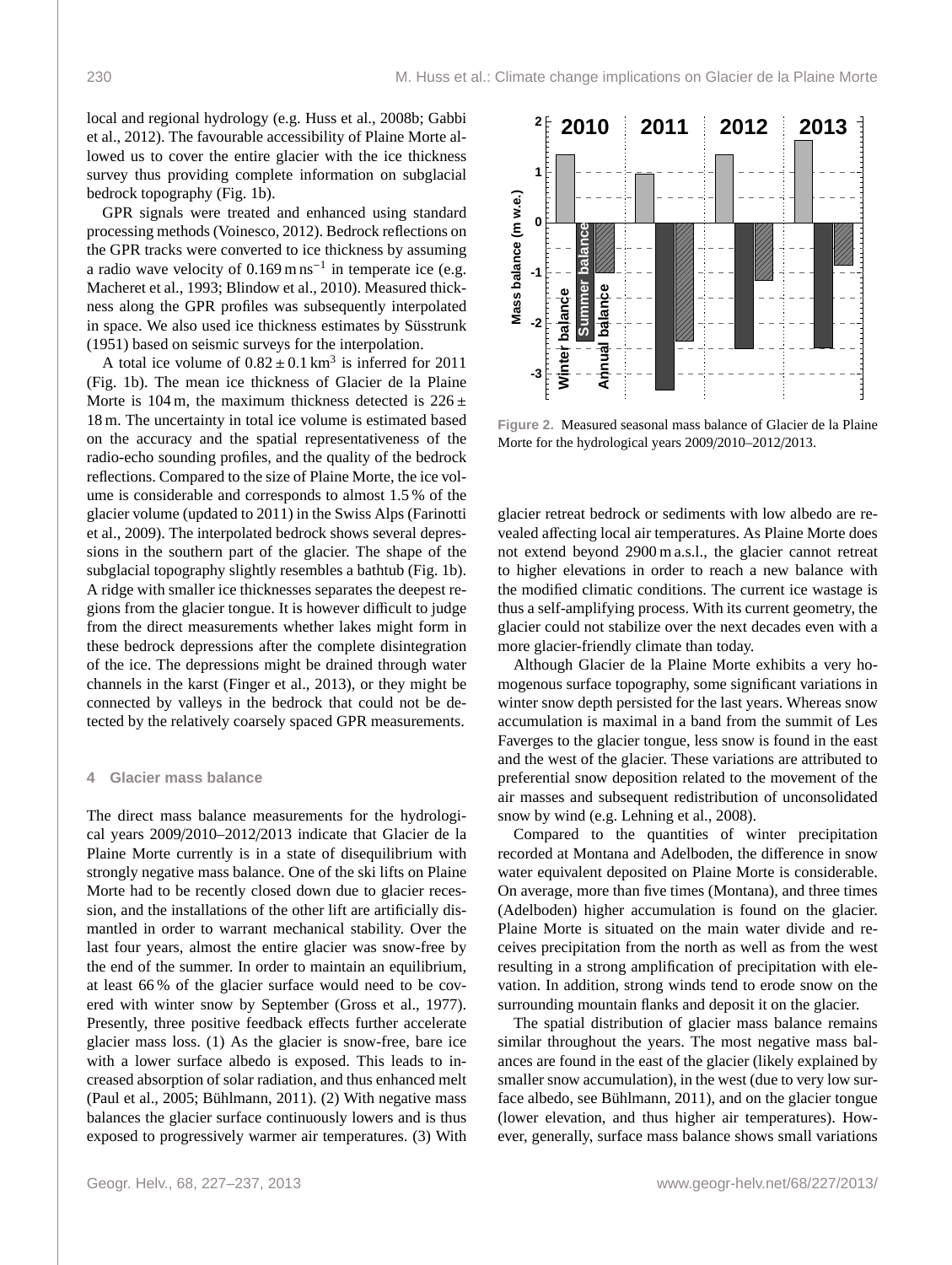local and regional hydrology (e.g. Huss et al., 2008b; Gabbi et al., 2012). The favourable accessibility of Plaine Morte allowed us to cover the entire glacier with the ice thickness survey thus providing complete information on subglacial bedrock topography (Fig. 1b).

GPR signals were treated and enhanced using standard processing methods (Voinesco, 2012). Bedrock reflections on the GPR tracks were converted to ice thickness by assuming a radio wave velocity of 0.169 m ns$^{-1}$ in temperate ice (e.g. Macheret et al., 1993; Blindow et al., 2010). Measured thickness along the GPR profiles was subsequently interpolated in space. We also used ice thickness estimates by Süsstrunk (1951) based on seismic surveys for the interpolation.

A total ice volume of $0.82 \pm 0.1$ km$^3$ is inferred for 2011 (Fig. 1b). The mean ice thickness of Glacier de la Plaine Morte is 104 m, the maximum thickness detected is $226 \pm 18$ m. The uncertainty in total ice volume is estimated based on the accuracy and the spatial representativeness of the radio-echo sounding profiles, and the quality of the bedrock reflections. Compared to the size of Plaine Morte, the ice volume is considerable and corresponds to almost 1.5 % of the glacier volume (updated to 2011) in the Swiss Alps (Farinotti et al., 2009). The interpolated bedrock shows several depressions in the southern part of the glacier. The shape of the subglacial topography slightly resembles a bathtub (Fig. 1b). A ridge with smaller ice thicknesses separates the deepest regions from the glacier tongue. It is however difficult to judge from the direct measurements whether lakes might form in these bedrock depressions after the complete disintegration of the ice. The depressions might be drained through water channels in the karst (Finger et al., 2013), or they might be connected by valleys in the bedrock that could not be detected by the relatively coarsely spaced GPR measurements.

## 4 Glacier mass balance

The direct mass balance measurements for the hydrological years 2009/2010–2012/2013 indicate that Glacier de la Plaine Morte currently is in a state of disequilibrium with strongly negative mass balance. One of the ski lifts on Plaine Morte had to be recently closed down due to glacier recession, and the installations of the other lift are artificially dismantled in order to warrant mechanical stability. Over the last four years, almost the entire glacier was snow-free by the end of the summer. In order to maintain an equilibrium, at least 66 % of the glacier surface would need to be covered with winter snow by September (Gross et al., 1977). Presently, three positive feedback effects further accelerate glacier mass loss. (1) As the glacier is snow-free, bare ice with a lower surface albedo is exposed. This leads to increased absorption of solar radiation, and thus enhanced melt (Paul et al., 2005; Bühlmann, 2011). (2) With negative mass balances the glacier surface continuously lowers and is thus exposed to progressively warmer air temperatures. (3) With glacier retreat bedrock or sediments with low albedo are revealed affecting local air temperatures. As Plaine Morte does not extend beyond 2900 m a.s.l., the glacier cannot retreat to higher elevations in order to reach a new balance with the modified climatic conditions. The current ice wastage is thus a self-amplifying process. With its current geometry, the glacier could not stabilize over the next decades even with a more glacier-friendly climate than today.

**Figure 2.** Measured seasonal mass balance of Glacier de la Plaine Morte for the hydrological years 2009/2010–2012/2013.

Although Glacier de la Plaine Morte exhibits a very homogenous surface topography, some significant variations in winter snow depth persisted for the last years. Whereas snow accumulation is maximal in a band from the summit of Les Faverges to the glacier tongue, less snow is found in the east and the west of the glacier. These variations are attributed to preferential snow deposition related to the movement of the air masses and subsequent redistribution of unconsolidated snow by wind (e.g. Lehning et al., 2008).

Compared to the quantities of winter precipitation recorded at Montana and Adelboden, the difference in snow water equivalent deposited on Plaine Morte is considerable. On average, more than five times (Montana), and three times (Adelboden) higher accumulation is found on the glacier. Plaine Morte is situated on the main water divide and receives precipitation from the north as well as from the west resulting in a strong amplification of precipitation with elevation. In addition, strong winds tend to erode snow on the surrounding mountain flanks and deposit it on the glacier.

The spatial distribution of glacier mass balance remains similar throughout the years. The most negative mass balances are found in the east of the glacier (likely explained by smaller snow accumulation), in the west (due to very low surface albedo, see Bühlmann, 2011), and on the glacier tongue (lower elevation, and thus higher air temperatures). However, generally, surface mass balance shows small variations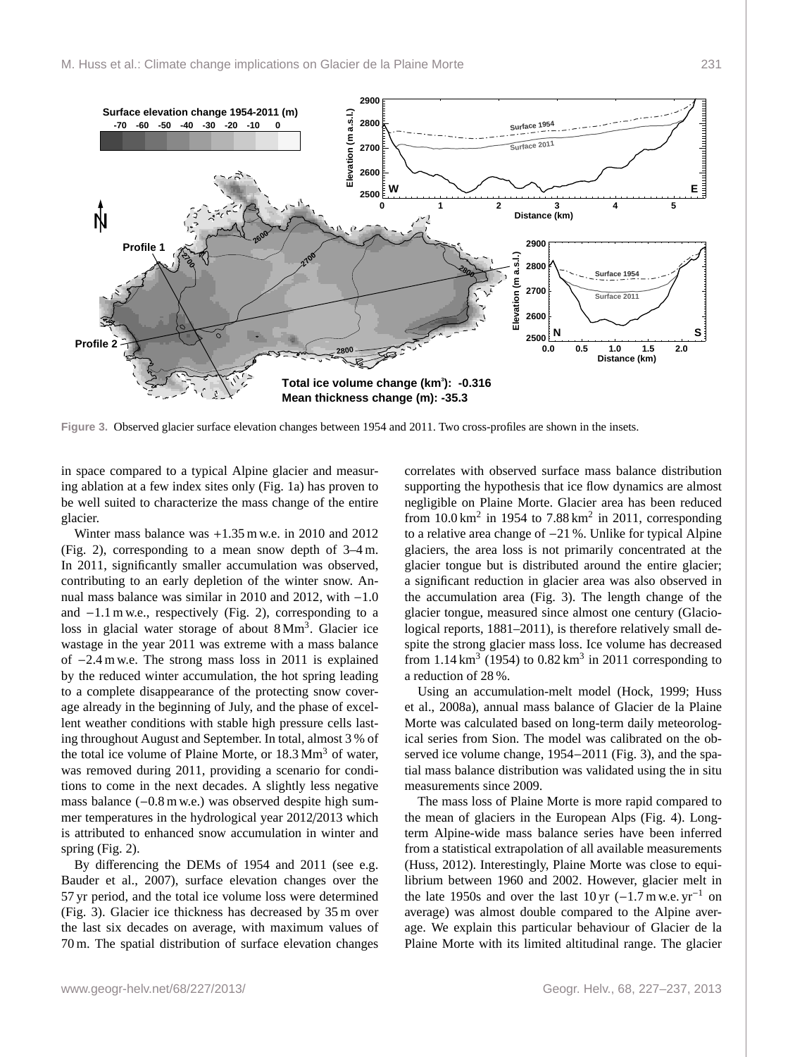Figure 3. Observed glacier surface elevation changes between 1954 and 2011. Two cross-profiles are shown in the insets.

in space compared to a typical Alpine glacier and measuring ablation at a few index sites only (Fig. 1a) has proven to be well suited to characterize the mass change of the entire glacier.

Winter mass balance was +1.35 m w.e. in 2010 and 2012 (Fig. 2), corresponding to a mean snow depth of 3–4 m. In 2011, significantly smaller accumulation was observed, contributing to an early depletion of the winter snow. Annual mass balance was similar in 2010 and 2012, with −1.0 and −1.1 m w.e., respectively (Fig. 2), corresponding to a loss in glacial water storage of about 8 $Mm^3$. Glacier ice wastage in the year 2011 was extreme with a mass balance of −2.4 m w.e. The strong mass loss in 2011 is explained by the reduced winter accumulation, the hot spring leading to a complete disappearance of the protecting snow coverage already in the beginning of July, and the phase of excellent weather conditions with stable high pressure cells lasting throughout August and September. In total, almost 3 % of the total ice volume of Plaine Morte, or 18.3 $Mm^3$ of water, was removed during 2011, providing a scenario for conditions to come in the next decades. A slightly less negative mass balance (−0.8 m w.e.) was observed despite high summer temperatures in the hydrological year 2012/2013 which is attributed to enhanced snow accumulation in winter and spring (Fig. 2).

By differencing the DEMs of 1954 and 2011 (see e.g. Bauder et al., 2007), surface elevation changes over the 57 yr period, and the total ice volume loss were determined (Fig. 3). Glacier ice thickness has decreased by 35 m over the last six decades on average, with maximum values of 70 m. The spatial distribution of surface elevation changes correlates with observed surface mass balance distribution supporting the hypothesis that ice flow dynamics are almost negligible on Plaine Morte. Glacier area has been reduced from 10.0 $km^2$ in 1954 to 7.88 $km^2$ in 2011, corresponding to a relative area change of −21 %. Unlike for typical Alpine glaciers, the area loss is not primarily concentrated at the glacier tongue but is distributed around the entire glacier; a significant reduction in glacier area was also observed in the accumulation area (Fig. 3). The length change of the glacier tongue, measured since almost one century (Glaciological reports, 1881–2011), is therefore relatively small despite the strong glacier mass loss. Ice volume has decreased from 1.14 $km^3$ (1954) to 0.82 $km^3$ in 2011 corresponding to a reduction of 28 %.

Using an accumulation-melt model (Hock, 1999; Huss et al., 2008a), annual mass balance of Glacier de la Plaine Morte was calculated based on long-term daily meteorological series from Sion. The model was calibrated on the observed ice volume change, 1954−2011 (Fig. 3), and the spatial mass balance distribution was validated using the in situ measurements since 2009.

The mass loss of Plaine Morte is more rapid compared to the mean of glaciers in the European Alps (Fig. 4). Long-term Alpine-wide mass balance series have been inferred from a statistical extrapolation of all available measurements (Huss, 2012). Interestingly, Plaine Morte was close to equilibrium between 1960 and 2002. However, glacier melt in the late 1950s and over the last 10 yr (−1.7 m w.e. $yr^{-1}$ on average) was almost double compared to the Alpine average. We explain this particular behaviour of Glacier de la Plaine Morte with its limited altitudinal range. The glacier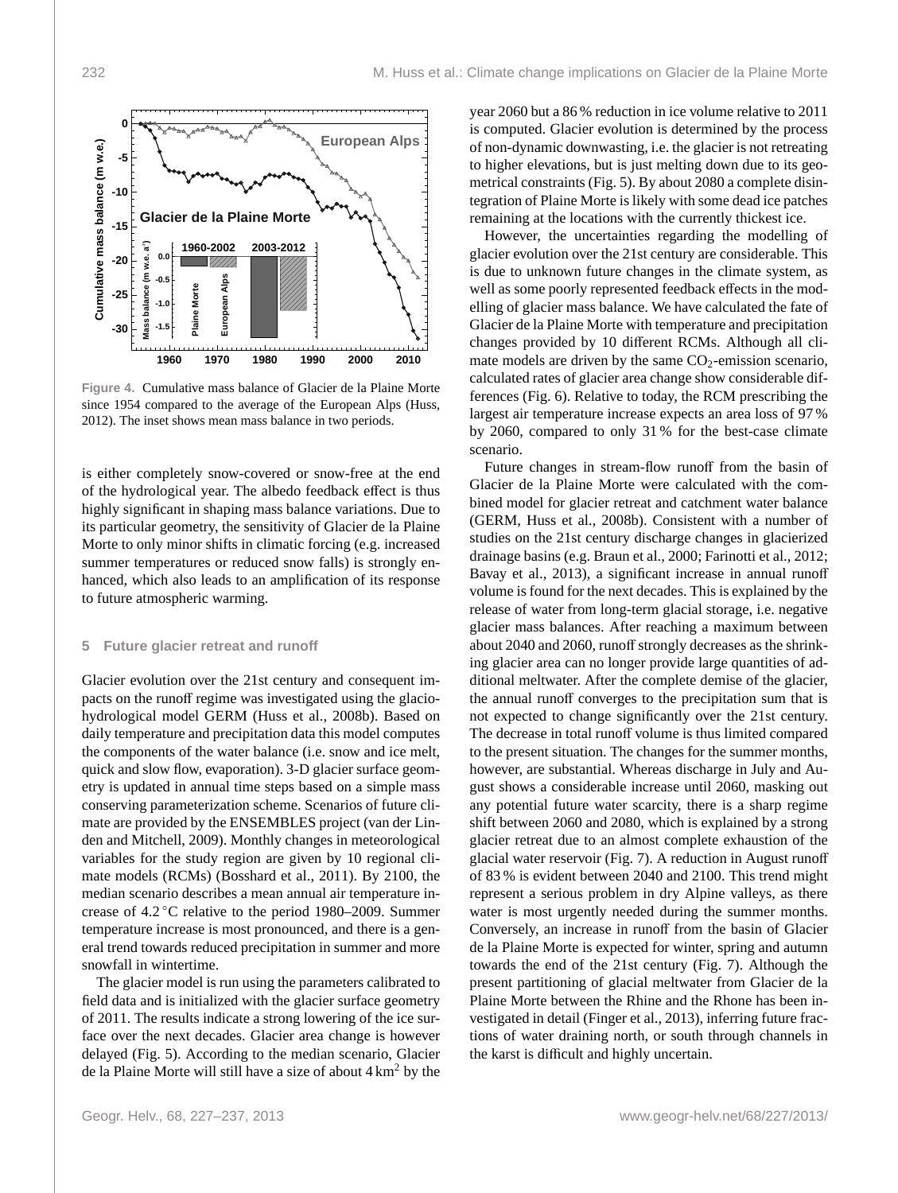Figure 4. Cumulative mass balance of Glacier de la Plaine Morte since 1954 compared to the average of the European Alps (Huss, 2012). The inset shows mean mass balance in two periods.

is either completely snow-covered or snow-free at the end of the hydrological year. The albedo feedback effect is thus highly significant in shaping mass balance variations. Due to its particular geometry, the sensitivity of Glacier de la Plaine Morte to only minor shifts in climatic forcing (e.g. increased summer temperatures or reduced snow falls) is strongly enhanced, which also leads to an amplification of its response to future atmospheric warming.

## 5 Future glacier retreat and runoff

Glacier evolution over the 21st century and consequent impacts on the runoff regime was investigated using the glacio-hydrological model GERM (Huss et al., 2008b). Based on daily temperature and precipitation data this model computes the components of the water balance (i.e. snow and ice melt, quick and slow flow, evaporation). 3-D glacier surface geometry is updated in annual time steps based on a simple mass conserving parameterization scheme. Scenarios of future climate are provided by the ENSEMBLES project (van der Linden and Mitchell, 2009). Monthly changes in meteorological variables for the study region are given by 10 regional climate models (RCMs) (Bosshard et al., 2011). By 2100, the median scenario describes a mean annual air temperature increase of 4.2 °C relative to the period 1980–2009. Summer temperature increase is most pronounced, and there is a general trend towards reduced precipitation in summer and more snowfall in wintertime.

The glacier model is run using the parameters calibrated to field data and is initialized with the glacier surface geometry of 2011. The results indicate a strong lowering of the ice surface over the next decades. Glacier area change is however delayed (Fig. 5). According to the median scenario, Glacier de la Plaine Morte will still have a size of about 4 km$^2$ by the year 2060 but a 86 % reduction in ice volume relative to 2011 is computed. Glacier evolution is determined by the process of non-dynamic downwasting, i.e. the glacier is not retreating to higher elevations, but is just melting down due to its geometrical constraints (Fig. 5). By about 2080 a complete disintegration of Plaine Morte is likely with some dead ice patches remaining at the locations with the currently thickest ice.

However, the uncertainties regarding the modelling of glacier evolution over the 21st century are considerable. This is due to unknown future changes in the climate system, as well as some poorly represented feedback effects in the modelling of glacier mass balance. We have calculated the fate of Glacier de la Plaine Morte with temperature and precipitation changes provided by 10 different RCMs. Although all climate models are driven by the same $CO_2$-emission scenario, calculated rates of glacier area change show considerable differences (Fig. 6). Relative to today, the RCM prescribing the largest air temperature increase expects an area loss of 97 % by 2060, compared to only 31 % for the best-case climate scenario.

Future changes in stream-flow runoff from the basin of Glacier de la Plaine Morte were calculated with the combined model for glacier retreat and catchment water balance (GERM, Huss et al., 2008b). Consistent with a number of studies on the 21st century discharge changes in glacierized drainage basins (e.g. Braun et al., 2000; Farinotti et al., 2012; Bavay et al., 2013), a significant increase in annual runoff volume is found for the next decades. This is explained by the release of water from long-term glacial storage, i.e. negative glacier mass balances. After reaching a maximum between about 2040 and 2060, runoff strongly decreases as the shrinking glacier area can no longer provide large quantities of additional meltwater. After the complete demise of the glacier, the annual runoff converges to the precipitation sum that is not expected to change significantly over the 21st century. The decrease in total runoff volume is thus limited compared to the present situation. The changes for the summer months, however, are substantial. Whereas discharge in July and August shows a considerable increase until 2060, masking out any potential future water scarcity, there is a sharp regime shift between 2060 and 2080, which is explained by a strong glacier retreat due to an almost complete exhaustion of the glacial water reservoir (Fig. 7). A reduction in August runoff of 83 % is evident between 2040 and 2100. This trend might represent a serious problem in dry Alpine valleys, as there water is most urgently needed during the summer months. Conversely, an increase in runoff from the basin of Glacier de la Plaine Morte is expected for winter, spring and autumn towards the end of the 21st century (Fig. 7). Although the present partitioning of glacial meltwater from Glacier de la Plaine Morte between the Rhine and the Rhone has been investigated in detail (Finger et al., 2013), inferring future fractions of water draining north, or south through channels in the karst is difficult and highly uncertain.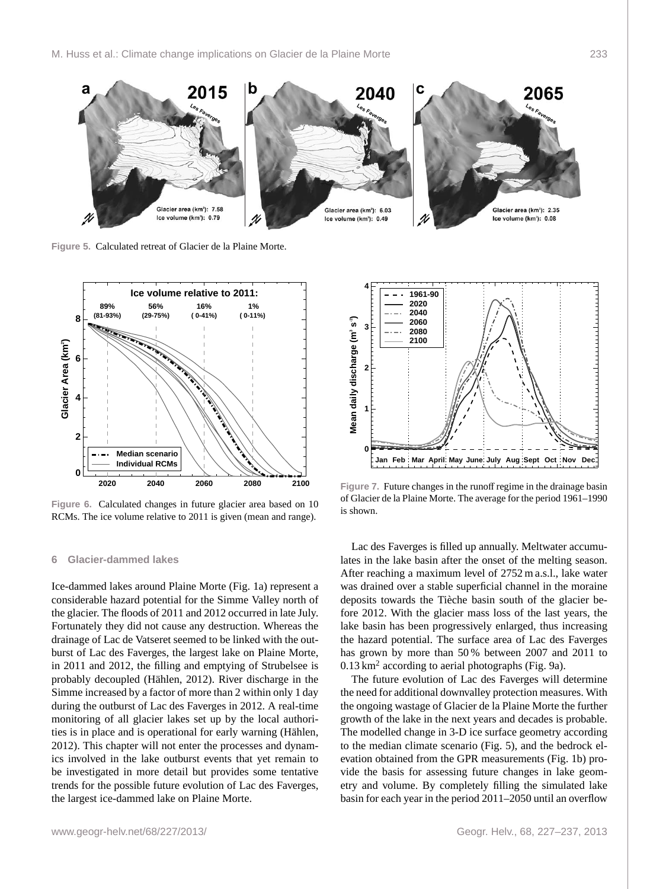**Figure 5.** Calculated retreat of Glacier de la Plaine Morte.

**Figure 6.** Calculated changes in future glacier area based on 10 RCMs. The ice volume relative to 2011 is given (mean and range).

**Figure 7.** Future changes in the runoff regime in the drainage basin of Glacier de la Plaine Morte. The average for the period 1961–1990 is shown.

## 6 Glacier-dammed lakes

Ice-dammed lakes around Plaine Morte (Fig. 1a) represent a considerable hazard potential for the Simme Valley north of the glacier. The floods of 2011 and 2012 occurred in late July. Fortunately they did not cause any destruction. Whereas the drainage of Lac de Vatseret seemed to be linked with the outburst of Lac des Faverges, the largest lake on Plaine Morte, in 2011 and 2012, the filling and emptying of Strubelsee is probably decoupled (Hählen, 2012). River discharge in the Simme increased by a factor of more than 2 within only 1 day during the outburst of Lac des Faverges in 2012. A real-time monitoring of all glacier lakes set up by the local authorities is in place and is operational for early warning (Hählen, 2012). This chapter will not enter the processes and dynamics involved in the lake outburst events that yet remain to be investigated in more detail but provides some tentative trends for the possible future evolution of Lac des Faverges, the largest ice-dammed lake on Plaine Morte.

Lac des Faverges is filled up annually. Meltwater accumulates in the lake basin after the onset of the melting season. After reaching a maximum level of 2752 m a.s.l., lake water was drained over a stable superficial channel in the moraine deposits towards the Tièche basin south of the glacier before 2012. With the glacier mass loss of the last years, the lake basin has been progressively enlarged, thus increasing the hazard potential. The surface area of Lac des Faverges has grown by more than 50 % between 2007 and 2011 to 0.13 km$^2$ according to aerial photographs (Fig. 9a).

The future evolution of Lac des Faverges will determine the need for additional downvalley protection measures. With the ongoing wastage of Glacier de la Plaine Morte the further growth of the lake in the next years and decades is probable. The modelled change in 3-D ice surface geometry according to the median climate scenario (Fig. 5), and the bedrock elevation obtained from the GPR measurements (Fig. 1b) provide the basis for assessing future changes in lake geometry and volume. By completely filling the simulated lake basin for each year in the period 2011–2050 until an overflow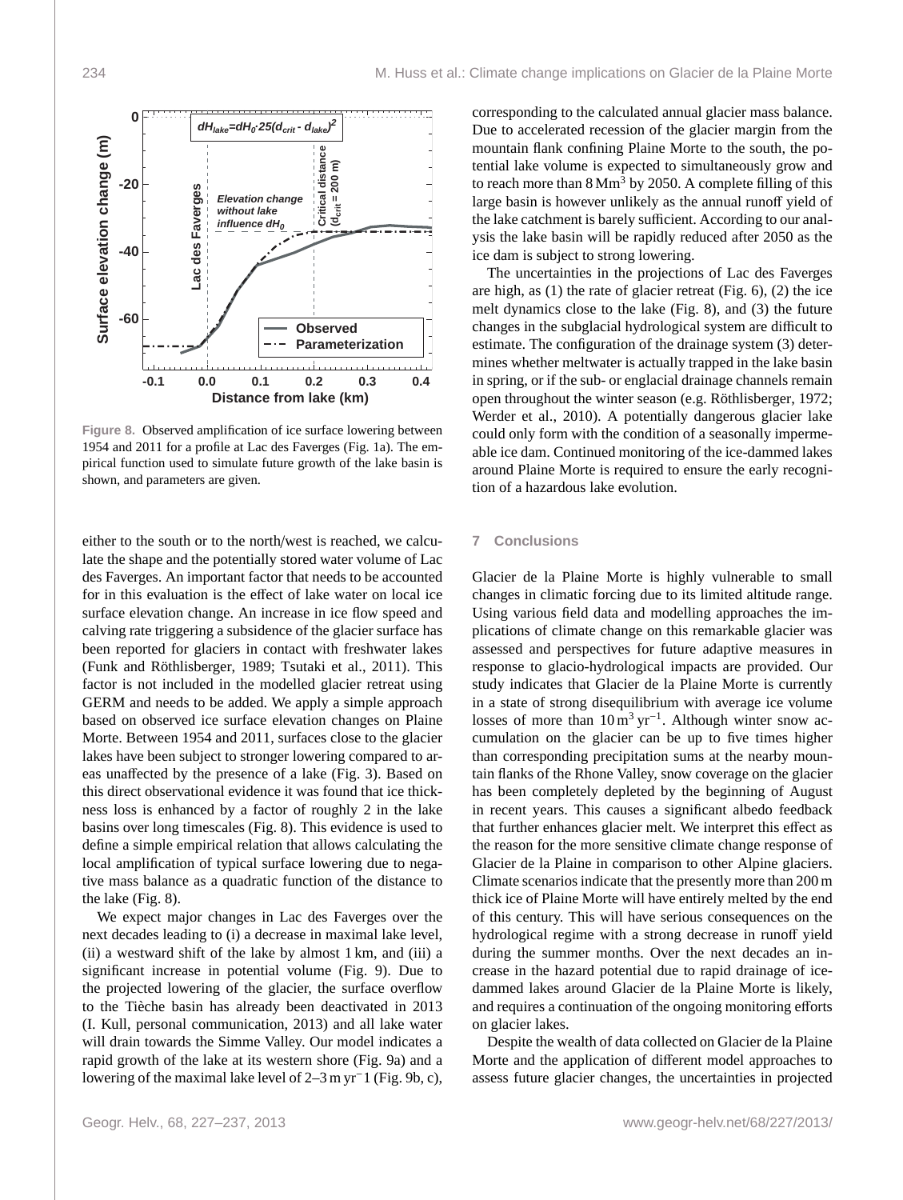Figure 8. Observed amplification of ice surface lowering between 1954 and 2011 for a profile at Lac des Faverges (Fig. 1a). The empirical function used to simulate future growth of the lake basin is shown, and parameters are given.

either to the south or to the north/west is reached, we calculate the shape and the potentially stored water volume of Lac des Faverges. An important factor that needs to be accounted for in this evaluation is the effect of lake water on local ice surface elevation change. An increase in ice flow speed and calving rate triggering a subsidence of the glacier surface has been reported for glaciers in contact with freshwater lakes (Funk and Röthlisberger, 1989; Tsutaki et al., 2011). This factor is not included in the modelled glacier retreat using GERM and needs to be added. We apply a simple approach based on observed ice surface elevation changes on Plaine Morte. Between 1954 and 2011, surfaces close to the glacier lakes have been subject to stronger lowering compared to areas unaffected by the presence of a lake (Fig. 3). Based on this direct observational evidence it was found that ice thickness loss is enhanced by a factor of roughly 2 in the lake basins over long timescales (Fig. 8). This evidence is used to define a simple empirical relation that allows calculating the local amplification of typical surface lowering due to negative mass balance as a quadratic function of the distance to the lake (Fig. 8).

We expect major changes in Lac des Faverges over the next decades leading to (i) a decrease in maximal lake level, (ii) a westward shift of the lake by almost 1 km, and (iii) a significant increase in potential volume (Fig. 9). Due to the projected lowering of the glacier, the surface overflow to the Tièche basin has already been deactivated in 2013 (I. Kull, personal communication, 2013) and all lake water will drain towards the Simme Valley. Our model indicates a rapid growth of the lake at its western shore (Fig. 9a) and a lowering of the maximal lake level of 2–3 $\mathrm{m\,yr^{-}1}$ (Fig. 9b, c), corresponding to the calculated annual glacier mass balance. Due to accelerated recession of the glacier margin from the mountain flank confining Plaine Morte to the south, the potential lake volume is expected to simultaneously grow and to reach more than 8 $\mathrm{Mm^3}$ by 2050. A complete filling of this large basin is however unlikely as the annual runoff yield of the lake catchment is barely sufficient. According to our analysis the lake basin will be rapidly reduced after 2050 as the ice dam is subject to strong lowering.

The uncertainties in the projections of Lac des Faverges are high, as (1) the rate of glacier retreat (Fig. 6), (2) the ice melt dynamics close to the lake (Fig. 8), and (3) the future changes in the subglacial hydrological system are difficult to estimate. The configuration of the drainage system (3) determines whether meltwater is actually trapped in the lake basin in spring, or if the sub- or englacial drainage channels remain open throughout the winter season (e.g. Röthlisberger, 1972; Werder et al., 2010). A potentially dangerous glacier lake could only form with the condition of a seasonally impermeable ice dam. Continued monitoring of the ice-dammed lakes around Plaine Morte is required to ensure the early recognition of a hazardous lake evolution.

## 7 Conclusions

Glacier de la Plaine Morte is highly vulnerable to small changes in climatic forcing due to its limited altitude range. Using various field data and modelling approaches the implications of climate change on this remarkable glacier was assessed and perspectives for future adaptive measures in response to glacio-hydrological impacts are provided. Our study indicates that Glacier de la Plaine Morte is currently in a state of strong disequilibrium with average ice volume losses of more than 10 $\mathrm{m^3\,yr^{-1}}$. Although winter snow accumulation on the glacier can be up to five times higher than corresponding precipitation sums at the nearby mountain flanks of the Rhone Valley, snow coverage on the glacier has been completely depleted by the beginning of August in recent years. This causes a significant albedo feedback that further enhances glacier melt. We interpret this effect as the reason for the more sensitive climate change response of Glacier de la Plaine in comparison to other Alpine glaciers. Climate scenarios indicate that the presently more than 200 m thick ice of Plaine Morte will have entirely melted by the end of this century. This will have serious consequences on the hydrological regime with a strong decrease in runoff yield during the summer months. Over the next decades an increase in the hazard potential due to rapid drainage of ice-dammed lakes around Glacier de la Plaine Morte is likely, and requires a continuation of the ongoing monitoring efforts on glacier lakes.

Despite the wealth of data collected on Glacier de la Plaine Morte and the application of different model approaches to assess future glacier changes, the uncertainties in projected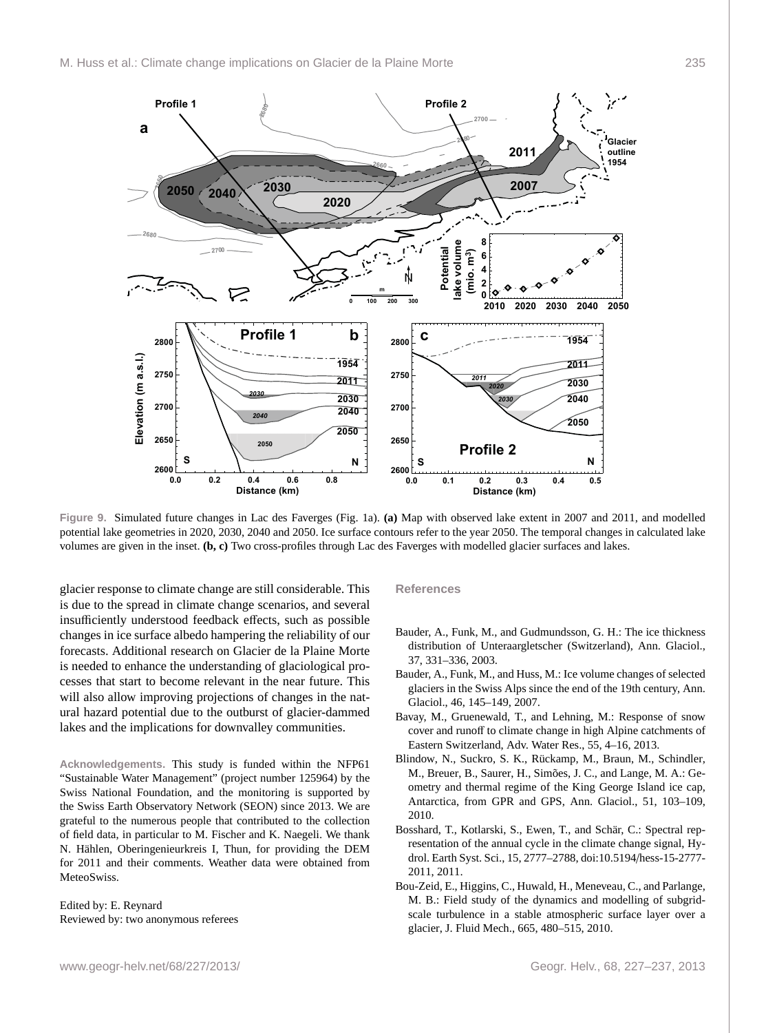**Figure 9.** Simulated future changes in Lac des Faverges (Fig. 1a). **(a)** Map with observed lake extent in 2007 and 2011, and modelled potential lake geometries in 2020, 2030, 2040 and 2050. Ice surface contours refer to the year 2050. The temporal changes in calculated lake volumes are given in the inset. **(b, c)** Two cross-profiles through Lac des Faverges with modelled glacier surfaces and lakes.

glacier response to climate change are still considerable. This is due to the spread in climate change scenarios, and several insufficiently understood feedback effects, such as possible changes in ice surface albedo hampering the reliability of our forecasts. Additional research on Glacier de la Plaine Morte is needed to enhance the understanding of glaciological processes that start to become relevant in the near future. This will also allow improving projections of changes in the natural hazard potential due to the outburst of glacier-dammed lakes and the implications for downvalley communities.

**Acknowledgements.** This study is funded within the NFP61 "Sustainable Water Management" (project number 125964) by the Swiss National Foundation, and the monitoring is supported by the Swiss Earth Observatory Network (SEON) since 2013. We are grateful to the numerous people that contributed to the collection of field data, in particular to M. Fischer and K. Naegeli. We thank N. Hählen, Oberingenieurkreis I, Thun, for providing the DEM for 2011 and their comments. Weather data were obtained from MeteoSwiss.

Edited by: E. Reynard
Reviewed by: two anonymous referees

## References

Bauder, A., Funk, M., and Gudmundsson, G. H.: The ice thickness distribution of Unteraargletscher (Switzerland), Ann. Glaciol., 37, 331–336, 2003.

Bauder, A., Funk, M., and Huss, M.: Ice volume changes of selected glaciers in the Swiss Alps since the end of the 19th century, Ann. Glaciol., 46, 145–149, 2007.

Bavay, M., Gruenewald, T., and Lehning, M.: Response of snow cover and runoff to climate change in high Alpine catchments of Eastern Switzerland, Adv. Water Res., 55, 4–16, 2013.

Blindow, N., Suckro, S. K., Rückamp, M., Braun, M., Schindler, M., Breuer, B., Saurer, H., Simões, J. C., and Lange, M. A.: Geometry and thermal regime of the King George Island ice cap, Antarctica, from GPR and GPS, Ann. Glaciol., 51, 103–109, 2010.

Bosshard, T., Kotlarski, S., Ewen, T., and Schär, C.: Spectral representation of the annual cycle in the climate change signal, Hydrol. Earth Syst. Sci., 15, 2777–2788, doi:10.5194/hess-15-2777-2011, 2011.

Bou-Zeid, E., Higgins, C., Huwald, H., Meneveau, C., and Parlange, M. B.: Field study of the dynamics and modelling of subgrid-scale turbulence in a stable atmospheric surface layer over a glacier, J. Fluid Mech., 665, 480–515, 2010.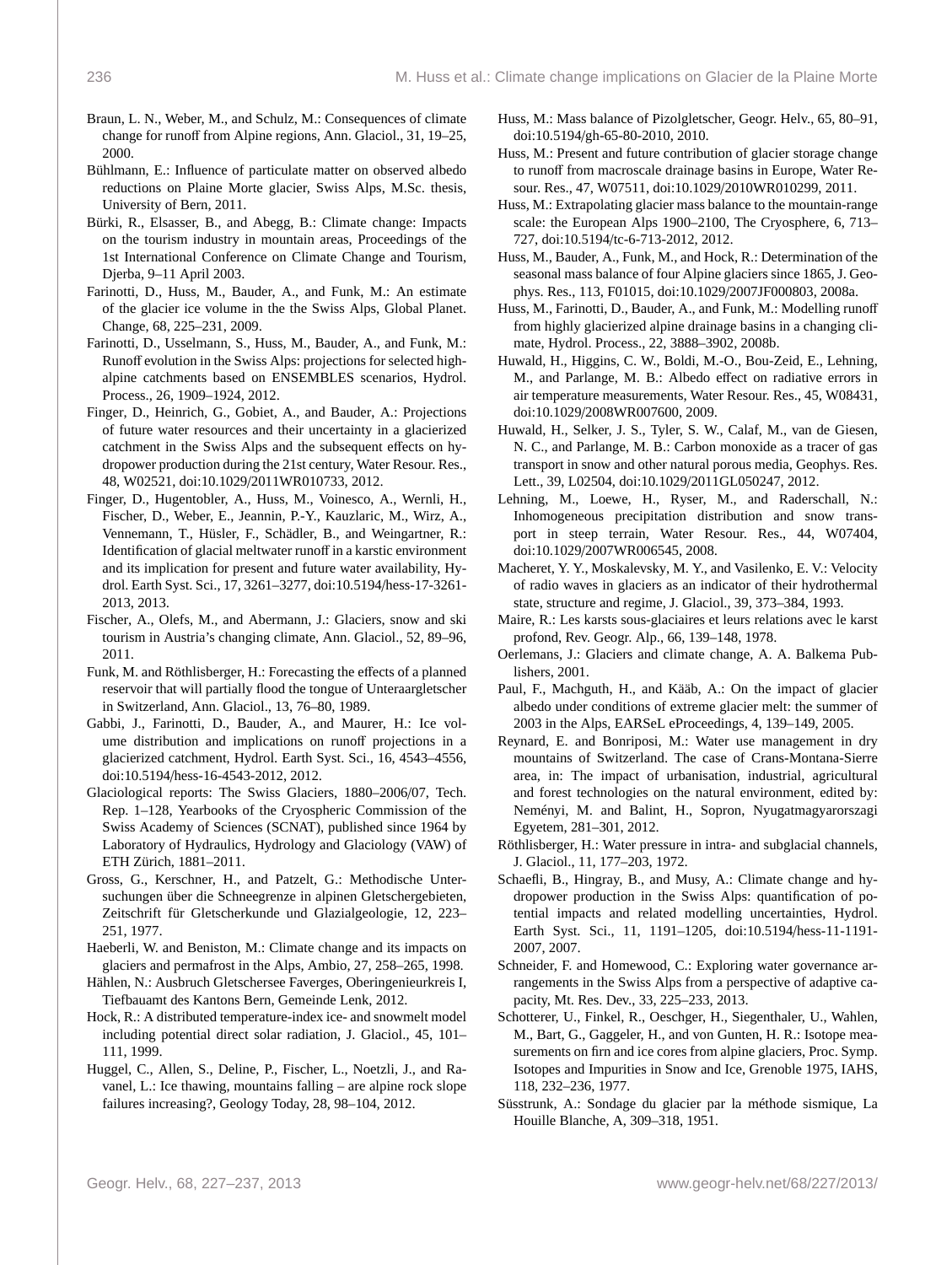Braun, L. N., Weber, M., and Schulz, M.: Consequences of climate change for runoff from Alpine regions, Ann. Glaciol., 31, 19–25, 2000.

Bühlmann, E.: Influence of particulate matter on observed albedo reductions on Plaine Morte glacier, Swiss Alps, M.Sc. thesis, University of Bern, 2011.

Bürki, R., Elsasser, B., and Abegg, B.: Climate change: Impacts on the tourism industry in mountain areas, Proceedings of the 1st International Conference on Climate Change and Tourism, Djerba, 9–11 April 2003.

Farinotti, D., Huss, M., Bauder, A., and Funk, M.: An estimate of the glacier ice volume in the the Swiss Alps, Global Planet. Change, 68, 225–231, 2009.

Farinotti, D., Usselmann, S., Huss, M., Bauder, A., and Funk, M.: Runoff evolution in the Swiss Alps: projections for selected high-alpine catchments based on ENSEMBLES scenarios, Hydrol. Process., 26, 1909–1924, 2012.

Finger, D., Heinrich, G., Gobiet, A., and Bauder, A.: Projections of future water resources and their uncertainty in a glacierized catchment in the Swiss Alps and the subsequent effects on hydropower production during the 21st century, Water Resour. Res., 48, W02521, doi:10.1029/2011WR010733, 2012.

Finger, D., Hugentobler, A., Huss, M., Voinesco, A., Wernli, H., Fischer, D., Weber, E., Jeannin, P.-Y., Kauzlaric, M., Wirz, A., Vennemann, T., Hüsler, F., Schädler, B., and Weingartner, R.: Identification of glacial meltwater runoff in a karstic environment and its implication for present and future water availability, Hydrol. Earth Syst. Sci., 17, 3261–3277, doi:10.5194/hess-17-3261-2013, 2013.

Fischer, A., Olefs, M., and Abermann, J.: Glaciers, snow and ski tourism in Austria's changing climate, Ann. Glaciol., 52, 89–96, 2011.

Funk, M. and Röthlisberger, H.: Forecasting the effects of a planned reservoir that will partially flood the tongue of Unteraargletscher in Switzerland, Ann. Glaciol., 13, 76–80, 1989.

Gabbi, J., Farinotti, D., Bauder, A., and Maurer, H.: Ice volume distribution and implications on runoff projections in a glacierized catchment, Hydrol. Earth Syst. Sci., 16, 4543–4556, doi:10.5194/hess-16-4543-2012, 2012.

Glaciological reports: The Swiss Glaciers, 1880–2006/07, Tech. Rep. 1–128, Yearbooks of the Cryospheric Commission of the Swiss Academy of Sciences (SCNAT), published since 1964 by Laboratory of Hydraulics, Hydrology and Glaciology (VAW) of ETH Zürich, 1881–2011.

Gross, G., Kerschner, H., and Patzelt, G.: Methodische Untersuchungen über die Schneegrenze in alpinen Gletschergebieten, Zeitschrift für Gletscherkunde und Glazialgeologie, 12, 223–251, 1977.

Haeberli, W. and Beniston, M.: Climate change and its impacts on glaciers and permafrost in the Alps, Ambio, 27, 258–265, 1998.

Hählen, N.: Ausbruch Gletschersee Faverges, Oberingenieurkreis I, Tiefbauamt des Kantons Bern, Gemeinde Lenk, 2012.

Hock, R.: A distributed temperature-index ice- and snowmelt model including potential direct solar radiation, J. Glaciol., 45, 101–111, 1999.

Huggel, C., Allen, S., Deline, P., Fischer, L., Noetzli, J., and Ravanel, L.: Ice thawing, mountains falling – are alpine rock slope failures increasing?, Geology Today, 28, 98–104, 2012.

Huss, M.: Mass balance of Pizolgletscher, Geogr. Helv., 65, 80–91, doi:10.5194/gh-65-80-2010, 2010.

Huss, M.: Present and future contribution of glacier storage change to runoff from macroscale drainage basins in Europe, Water Resour. Res., 47, W07511, doi:10.1029/2010WR010299, 2011.

Huss, M.: Extrapolating glacier mass balance to the mountain-range scale: the European Alps 1900–2100, The Cryosphere, 6, 713–727, doi:10.5194/tc-6-713-2012, 2012.

Huss, M., Bauder, A., Funk, M., and Hock, R.: Determination of the seasonal mass balance of four Alpine glaciers since 1865, J. Geophys. Res., 113, F01015, doi:10.1029/2007JF000803, 2008a.

Huss, M., Farinotti, D., Bauder, A., and Funk, M.: Modelling runoff from highly glacierized alpine drainage basins in a changing climate, Hydrol. Process., 22, 3888–3902, 2008b.

Huwald, H., Higgins, C. W., Boldi, M.-O., Bou-Zeid, E., Lehning, M., and Parlange, M. B.: Albedo effect on radiative errors in air temperature measurements, Water Resour. Res., 45, W08431, doi:10.1029/2008WR007600, 2009.

Huwald, H., Selker, J. S., Tyler, S. W., Calaf, M., van de Giesen, N. C., and Parlange, M. B.: Carbon monoxide as a tracer of gas transport in snow and other natural porous media, Geophys. Res. Lett., 39, L02504, doi:10.1029/2011GL050247, 2012.

Lehning, M., Loewe, H., Ryser, M., and Raderschall, N.: Inhomogeneous precipitation distribution and snow transport in steep terrain, Water Resour. Res., 44, W07404, doi:10.1029/2007WR006545, 2008.

Macheret, Y. Y., Moskalevsky, M. Y., and Vasilenko, E. V.: Velocity of radio waves in glaciers as an indicator of their hydrothermal state, structure and regime, J. Glaciol., 39, 373–384, 1993.

Maire, R.: Les karsts sous-glaciaires et leurs relations avec le karst profond, Rev. Geogr. Alp., 66, 139–148, 1978.

Oerlemans, J.: Glaciers and climate change, A. A. Balkema Publishers, 2001.

Paul, F., Machguth, H., and Kääb, A.: On the impact of glacier albedo under conditions of extreme glacier melt: the summer of 2003 in the Alps, EARSeL eProceedings, 4, 139–149, 2005.

Reynard, E. and Bonriposi, M.: Water use management in dry mountains of Switzerland. The case of Crans-Montana-Sierre area, in: The impact of urbanisation, industrial, agricultural and forest technologies on the natural environment, edited by: Neményi, M. and Balint, H., Sopron, Nyugatmagyarorszagi Egyetem, 281–301, 2012.

Röthlisberger, H.: Water pressure in intra- and subglacial channels, J. Glaciol., 11, 177–203, 1972.

Schaefli, B., Hingray, B., and Musy, A.: Climate change and hydropower production in the Swiss Alps: quantification of potential impacts and related modelling uncertainties, Hydrol. Earth Syst. Sci., 11, 1191–1205, doi:10.5194/hess-11-1191-2007, 2007.

Schneider, F. and Homewood, C.: Exploring water governance arrangements in the Swiss Alps from a perspective of adaptive capacity, Mt. Res. Dev., 33, 225–233, 2013.

Schotterer, U., Finkel, R., Oeschger, H., Siegenthaler, U., Wahlen, M., Bart, G., Gaggeler, H., and von Gunten, H. R.: Isotope measurements on firn and ice cores from alpine glaciers, Proc. Symp. Isotopes and Impurities in Snow and Ice, Grenoble 1975, IAHS, 118, 232–236, 1977.

Süsstrunk, A.: Sondage du glacier par la méthode sismique, La Houille Blanche, A, 309–318, 1951.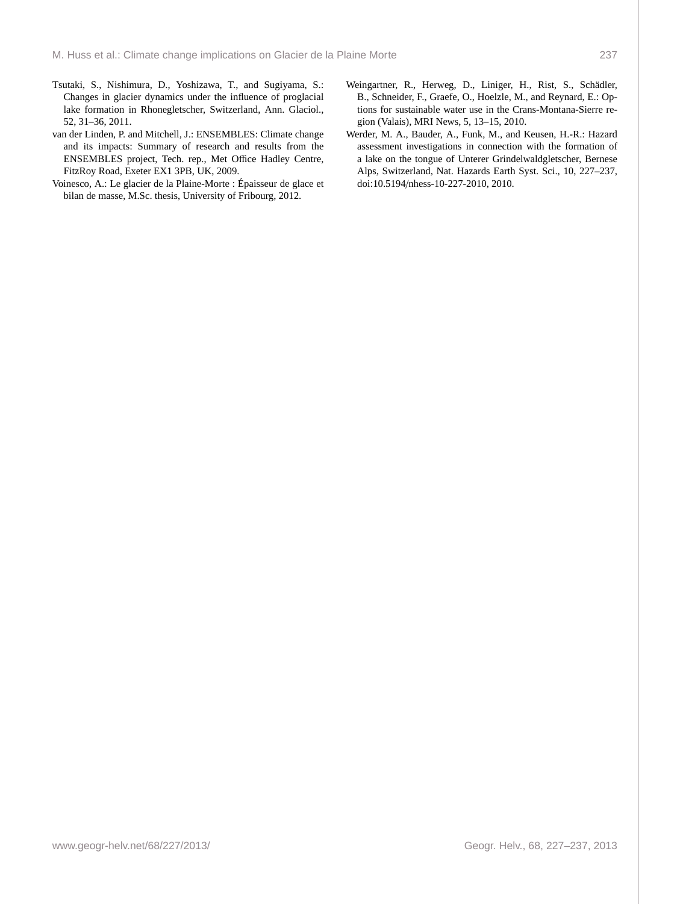Tsutaki, S., Nishimura, D., Yoshizawa, T., and Sugiyama, S.: Changes in glacier dynamics under the influence of proglacial lake formation in Rhonegletscher, Switzerland, Ann. Glaciol., 52, 31–36, 2011.

van der Linden, P. and Mitchell, J.: ENSEMBLES: Climate change and its impacts: Summary of research and results from the ENSEMBLES project, Tech. rep., Met Office Hadley Centre, FitzRoy Road, Exeter EX1 3PB, UK, 2009.

Voinesco, A.: Le glacier de la Plaine-Morte : Épaisseur de glace et bilan de masse, M.Sc. thesis, University of Fribourg, 2012.

Weingartner, R., Herweg, D., Liniger, H., Rist, S., Schädler, B., Schneider, F., Graefe, O., Hoelzle, M., and Reynard, E.: Options for sustainable water use in the Crans-Montana-Sierre region (Valais), MRI News, 5, 13–15, 2010.

Werder, M. A., Bauder, A., Funk, M., and Keusen, H.-R.: Hazard assessment investigations in connection with the formation of a lake on the tongue of Unterer Grindelwaldgletscher, Bernese Alps, Switzerland, Nat. Hazards Earth Syst. Sci., 10, 227–237, doi:10.5194/nhess-10-227-2010, 2010.